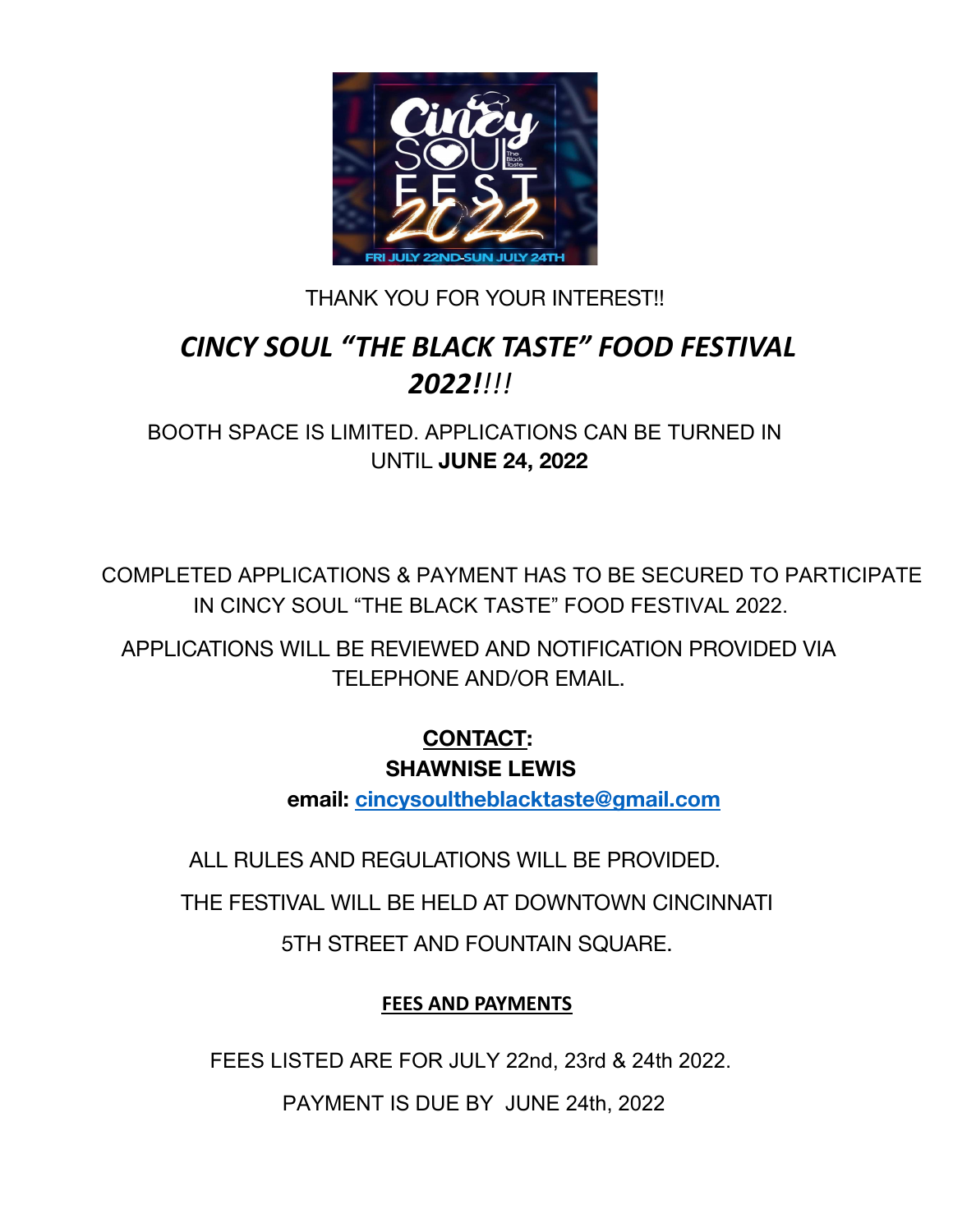THANK YOU FOR YOUR INTEREST!!

# *CINCY SOUL "THE BLACK TASTE" FOOD FESTIVAL 2022!!!!*

BOOTH SPACE IS LIMITED. APPLICATIONS CAN BE TURNED IN UNTIL **JUNE 24, 2022**

COMPLETED APPLICATIONS & PAYMENT HAS TO BE SECURED TO PARTICIPATE IN CINCY SOUL "THE BLACK TASTE" FOOD FESTIVAL 2022.

APPLICATIONS WILL BE REVIEWED AND NOTIFICATION PROVIDED VIA TELEPHONE AND/OR EMAIL.

**CONTACT:**
**SHAWNISE LEWIS**
**email: cincysoultheblacktaste@gmail.com**

ALL RULES AND REGULATIONS WILL BE PROVIDED.

THE FESTIVAL WILL BE HELD AT DOWNTOWN CINCINNATI

5TH STREET AND FOUNTAIN SQUARE.

**FEES AND PAYMENTS**

FEES LISTED ARE FOR JULY 22nd, 23rd & 24th 2022.

PAYMENT IS DUE BY JUNE 24th, 2022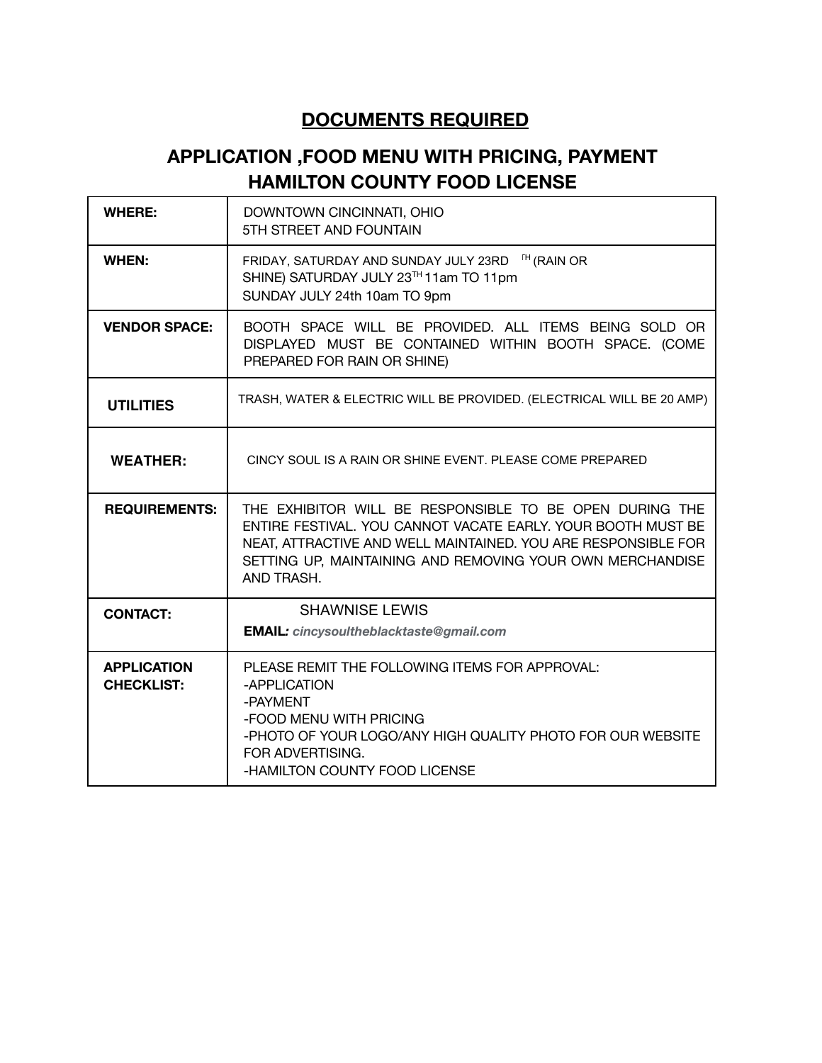## DOCUMENTS REQUIRED

## APPLICATION ,FOOD MENU WITH PRICING, PAYMENT HAMILTON COUNTY FOOD LICENSE

| | |
|---|---|
| **WHERE:** | DOWNTOWN CINCINNATI, OHIO<br>5TH STREET AND FOUNTAIN |
| **WHEN:** | FRIDAY, SATURDAY AND SUNDAY JULY 23RD TH (RAIN OR SHINE) SATURDAY JULY 23TH 11am TO 11pm<br>SUNDAY JULY 24th 10am TO 9pm |
| **VENDOR SPACE:** | BOOTH SPACE WILL BE PROVIDED. ALL ITEMS BEING SOLD OR DISPLAYED MUST BE CONTAINED WITHIN BOOTH SPACE. (COME PREPARED FOR RAIN OR SHINE) |
| **UTILITIES** | TRASH, WATER & ELECTRIC WILL BE PROVIDED. (ELECTRICAL WILL BE 20 AMP) |
| **WEATHER:** | CINCY SOUL IS A RAIN OR SHINE EVENT. PLEASE COME PREPARED |
| **REQUIREMENTS:** | THE EXHIBITOR WILL BE RESPONSIBLE TO BE OPEN DURING THE ENTIRE FESTIVAL. YOU CANNOT VACATE EARLY. YOUR BOOTH MUST BE NEAT, ATTRACTIVE AND WELL MAINTAINED. YOU ARE RESPONSIBLE FOR SETTING UP, MAINTAINING AND REMOVING YOUR OWN MERCHANDISE AND TRASH. |
| **CONTACT:** | SHAWNISE LEWIS<br>**EMAIL:** ***cincysoultheblacktaste@gmail.com*** |
| **APPLICATION CHECKLIST:** | PLEASE REMIT THE FOLLOWING ITEMS FOR APPROVAL:<br>-APPLICATION<br>-PAYMENT<br>-FOOD MENU WITH PRICING<br>-PHOTO OF YOUR LOGO/ANY HIGH QUALITY PHOTO FOR OUR WEBSITE FOR ADVERTISING.<br>-HAMILTON COUNTY FOOD LICENSE |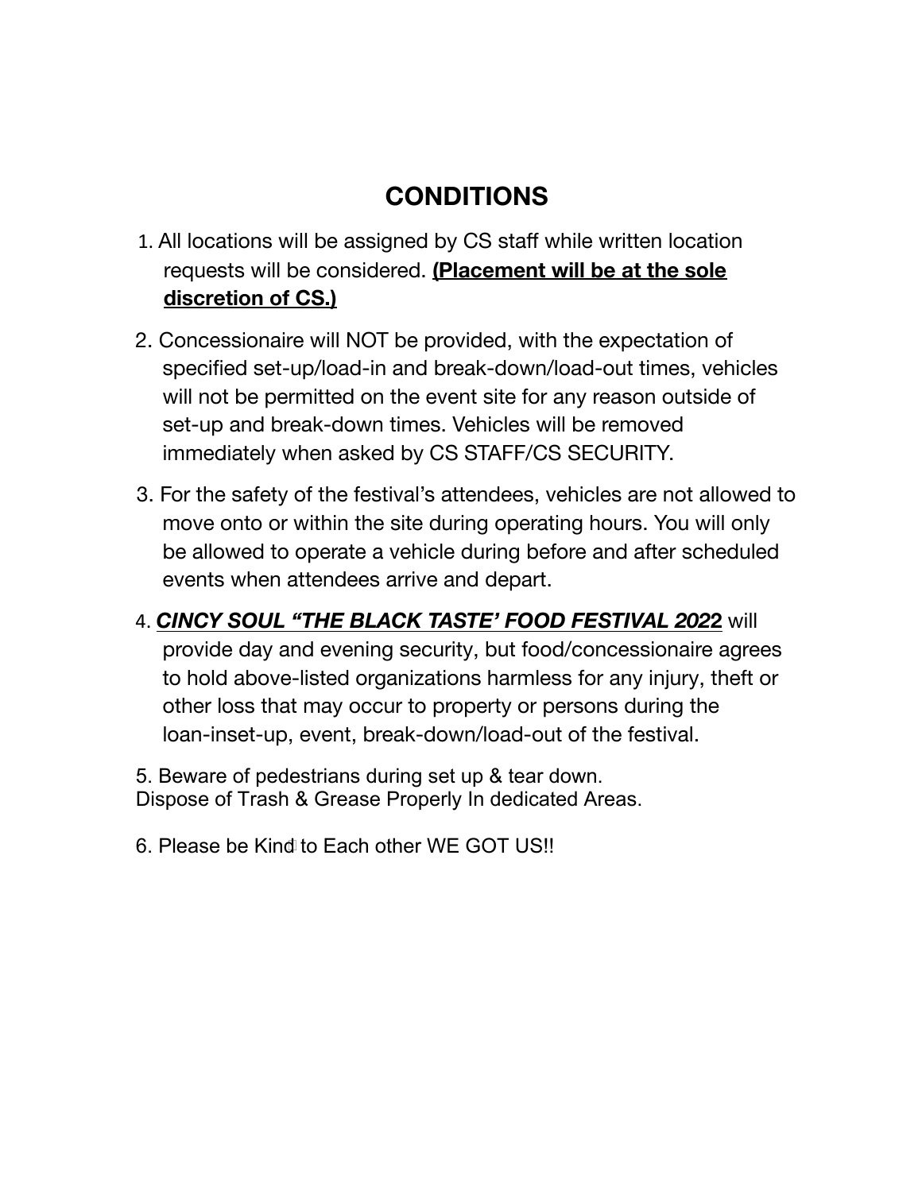# CONDITIONS

1. All locations will be assigned by CS staff while written location requests will be considered. **<u>(Placement will be at the sole discretion of CS.)</u>**

2. Concessionaire will NOT be provided, with the expectation of specified set-up/load-in and break-down/load-out times, vehicles will not be permitted on the event site for any reason outside of set-up and break-down times. Vehicles will be removed immediately when asked by CS STAFF/CS SECURITY.

3. For the safety of the festival's attendees, vehicles are not allowed to move onto or within the site during operating hours. You will only be allowed to operate a vehicle during before and after scheduled events when attendees arrive and depart.

4. ***<u>CINCY SOUL "THE BLACK TASTE' FOOD FESTIVAL 2022</u>*** will provide day and evening security, but food/concessionaire agrees to hold above-listed organizations harmless for any injury, theft or other loss that may occur to property or persons during the loan-inset-up, event, break-down/load-out of the festival.

5. Beware of pedestrians during set up & tear down.
Dispose of Trash & Grease Properly In dedicated Areas.

6. Please be Kind to Each other WE GOT US!!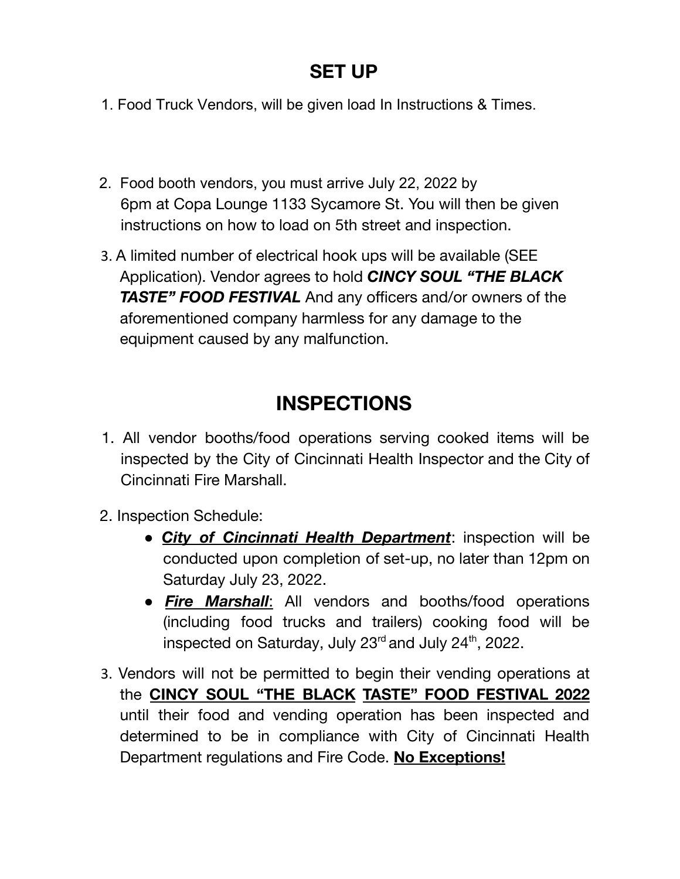## SET UP

1. Food Truck Vendors, will be given load In Instructions & Times.

2. Food booth vendors, you must arrive July 22, 2022 by 6pm at Copa Lounge 1133 Sycamore St. You will then be given instructions on how to load on 5th street and inspection.

3. A limited number of electrical hook ups will be available (SEE Application). Vendor agrees to hold ***CINCY SOUL "THE BLACK TASTE" FOOD FESTIVAL*** And any officers and/or owners of the aforementioned company harmless for any damage to the equipment caused by any malfunction.

## INSPECTIONS

1. All vendor booths/food operations serving cooked items will be inspected by the City of Cincinnati Health Inspector and the City of Cincinnati Fire Marshall.

2. Inspection Schedule:
   - ***City of Cincinnati Health Department***: inspection will be conducted upon completion of set-up, no later than 12pm on Saturday July 23, 2022.
   - ***Fire Marshall***: All vendors and booths/food operations (including food trucks and trailers) cooking food will be inspected on Saturday, July 23rd and July 24th, 2022.

3. Vendors will not be permitted to begin their vending operations at the **CINCY SOUL "THE BLACK TASTE" FOOD FESTIVAL 2022** until their food and vending operation has been inspected and determined to be in compliance with City of Cincinnati Health Department regulations and Fire Code. **No Exceptions!**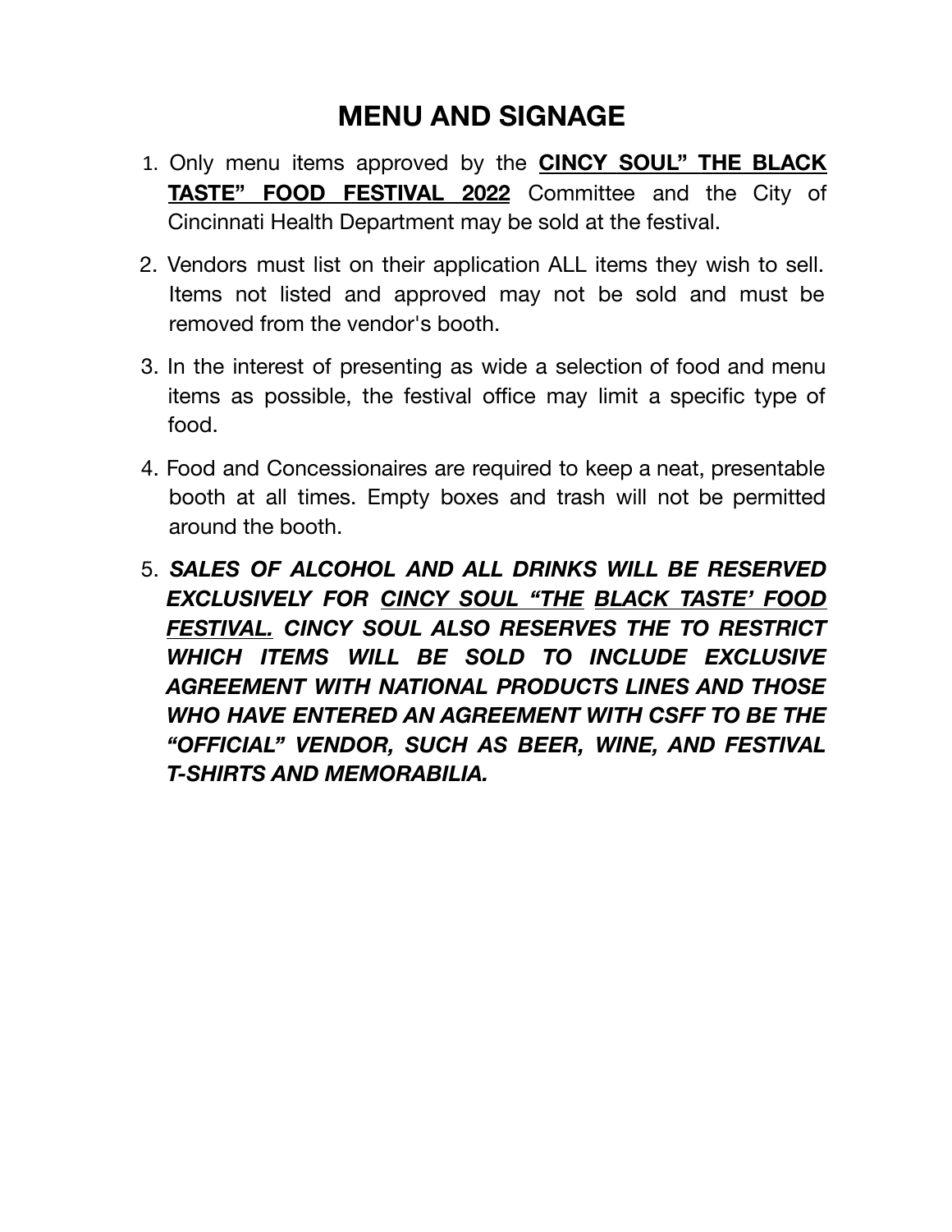# MENU AND SIGNAGE

1. Only menu items approved by the **CINCY SOUL" THE BLACK TASTE" FOOD FESTIVAL 2022** Committee and the City of Cincinnati Health Department may be sold at the festival.

2. Vendors must list on their application ALL items they wish to sell. Items not listed and approved may not be sold and must be removed from the vendor's booth.

3. In the interest of presenting as wide a selection of food and menu items as possible, the festival office may limit a specific type of food.

4. Food and Concessionaires are required to keep a neat, presentable booth at all times. Empty boxes and trash will not be permitted around the booth.

5. ***SALES OF ALCOHOL AND ALL DRINKS WILL BE RESERVED EXCLUSIVELY FOR CINCY SOUL "THE BLACK TASTE' FOOD FESTIVAL. CINCY SOUL ALSO RESERVES THE TO RESTRICT WHICH ITEMS WILL BE SOLD TO INCLUDE EXCLUSIVE AGREEMENT WITH NATIONAL PRODUCTS LINES AND THOSE WHO HAVE ENTERED AN AGREEMENT WITH CSFF TO BE THE "OFFICIAL" VENDOR, SUCH AS BEER, WINE, AND FESTIVAL T-SHIRTS AND MEMORABILIA.***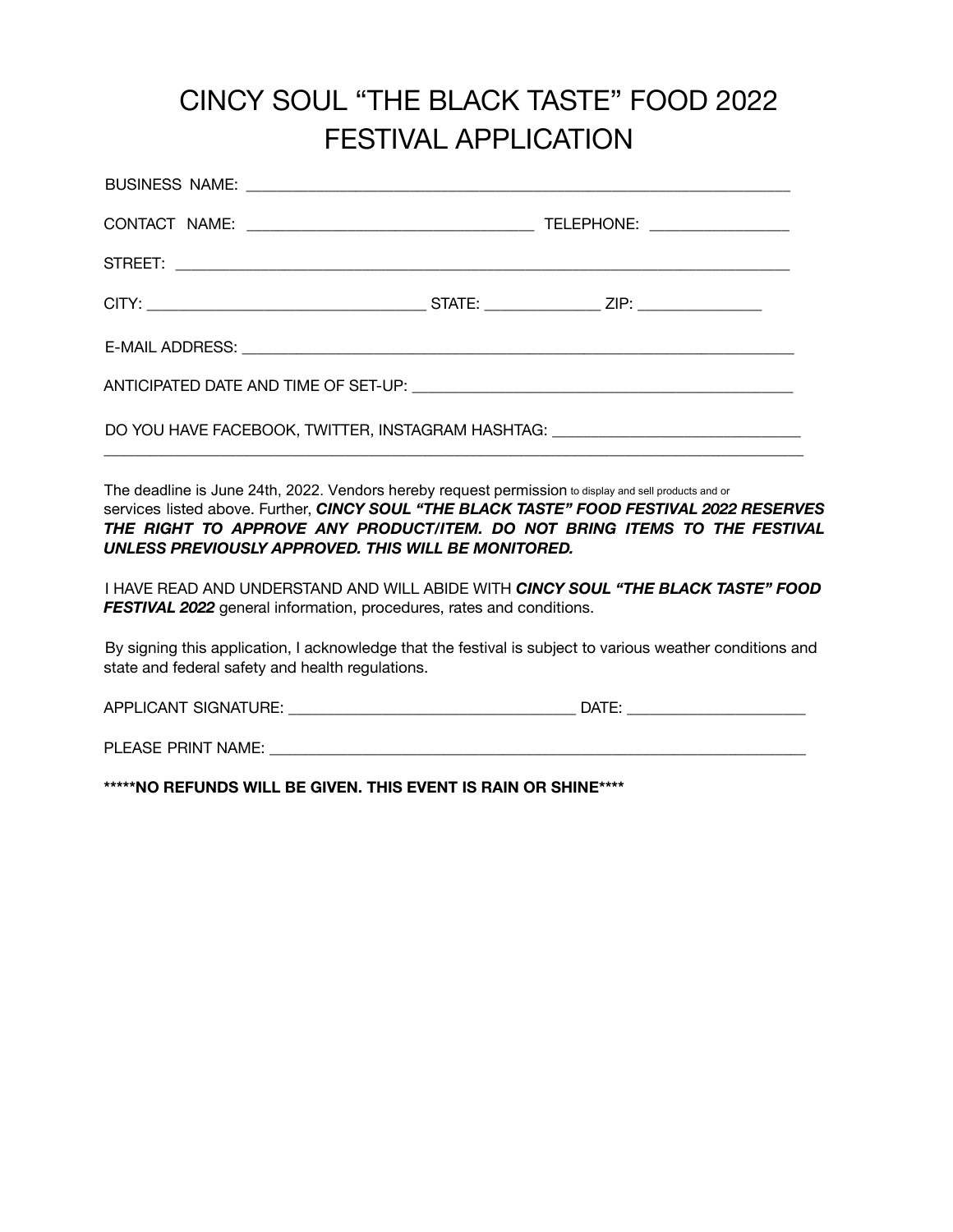# CINCY SOUL "THE BLACK TASTE" FOOD 2022 FESTIVAL APPLICATION

BUSINESS NAME: ______________________________________________________________

CONTACT NAME: ________________________________ TELEPHONE: ________________

STREET: _____________________________________________________________________

CITY: _______________________________ STATE: _____________ ZIP: ______________

E-MAIL ADDRESS: ______________________________________________________________

ANTICIPATED DATE AND TIME OF SET-UP: __________________________________________

DO YOU HAVE FACEBOOK, TWITTER, INSTAGRAM HASHTAG: ____________________________
_____________________________________________________________________________

The deadline is June 24th, 2022. Vendors hereby request permission to display and sell products and or services listed above. Further, ***CINCY SOUL "THE BLACK TASTE" FOOD FESTIVAL 2022 RESERVES THE RIGHT TO APPROVE ANY PRODUCT/ITEM. DO NOT BRING ITEMS TO THE FESTIVAL UNLESS PREVIOUSLY APPROVED. THIS WILL BE MONITORED.***

I HAVE READ AND UNDERSTAND AND WILL ABIDE WITH ***CINCY SOUL "THE BLACK TASTE" FOOD FESTIVAL 2022*** general information, procedures, rates and conditions.

By signing this application, I acknowledge that the festival is subject to various weather conditions and state and federal safety and health regulations.

APPLICANT SIGNATURE: ___________________________________ DATE: _____________________

PLEASE PRINT NAME: __________________________________________________________________

**\*\*\*\*\*NO REFUNDS WILL BE GIVEN. THIS EVENT IS RAIN OR SHINE\*\*\*\***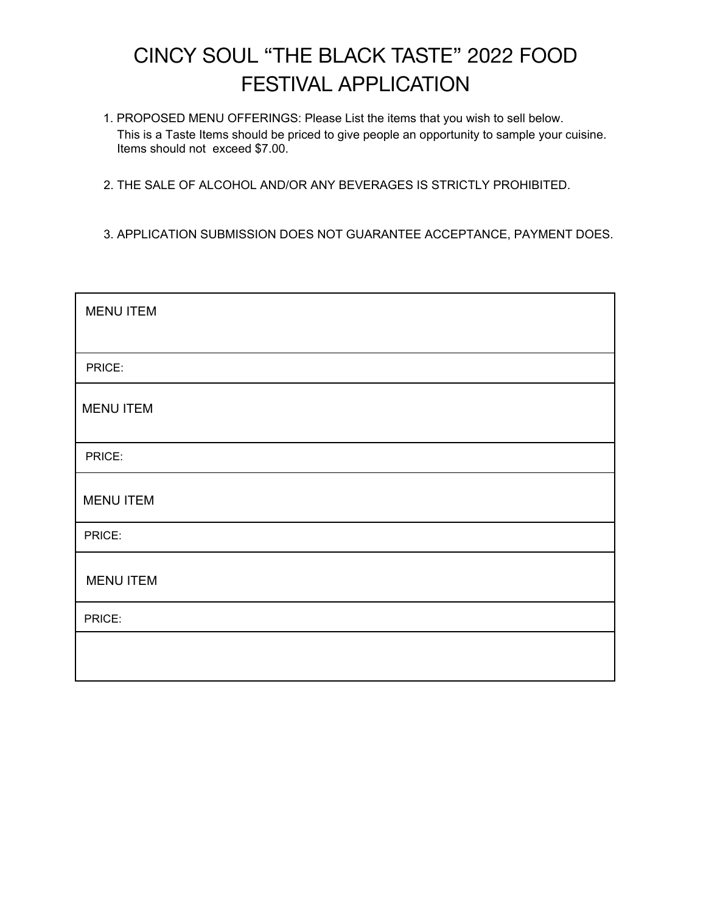# CINCY SOUL “THE BLACK TASTE” 2022 FOOD FESTIVAL APPLICATION

1. PROPOSED MENU OFFERINGS: Please List the items that you wish to sell below.
   This is a Taste Items should be priced to give people an opportunity to sample your cuisine. Items should not exceed $7.00.

2. THE SALE OF ALCOHOL AND/OR ANY BEVERAGES IS STRICTLY PROHIBITED.

3. APPLICATION SUBMISSION DOES NOT GUARANTEE ACCEPTANCE, PAYMENT DOES.

| MENU ITEM |
|---|
| PRICE: |
| MENU ITEM |
| PRICE: |
| MENU ITEM |
| PRICE: |
| MENU ITEM |
| PRICE: |
| |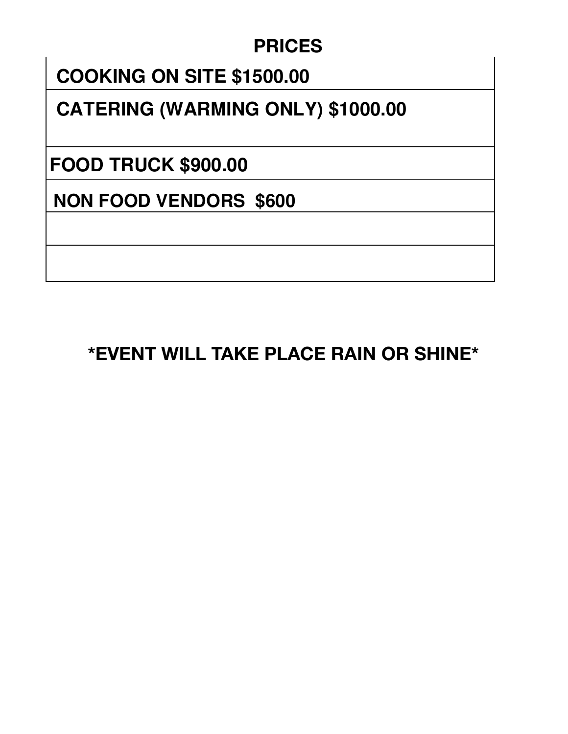## PRICES

| PRICES |
| --- |
| **COOKING ON SITE $1500.00** |
| **CATERING (WARMING ONLY) $1000.00** |
| **FOOD TRUCK $900.00** |
| **NON FOOD VENDORS  $600** |
| |
| |

**\*EVENT WILL TAKE PLACE RAIN OR SHINE\***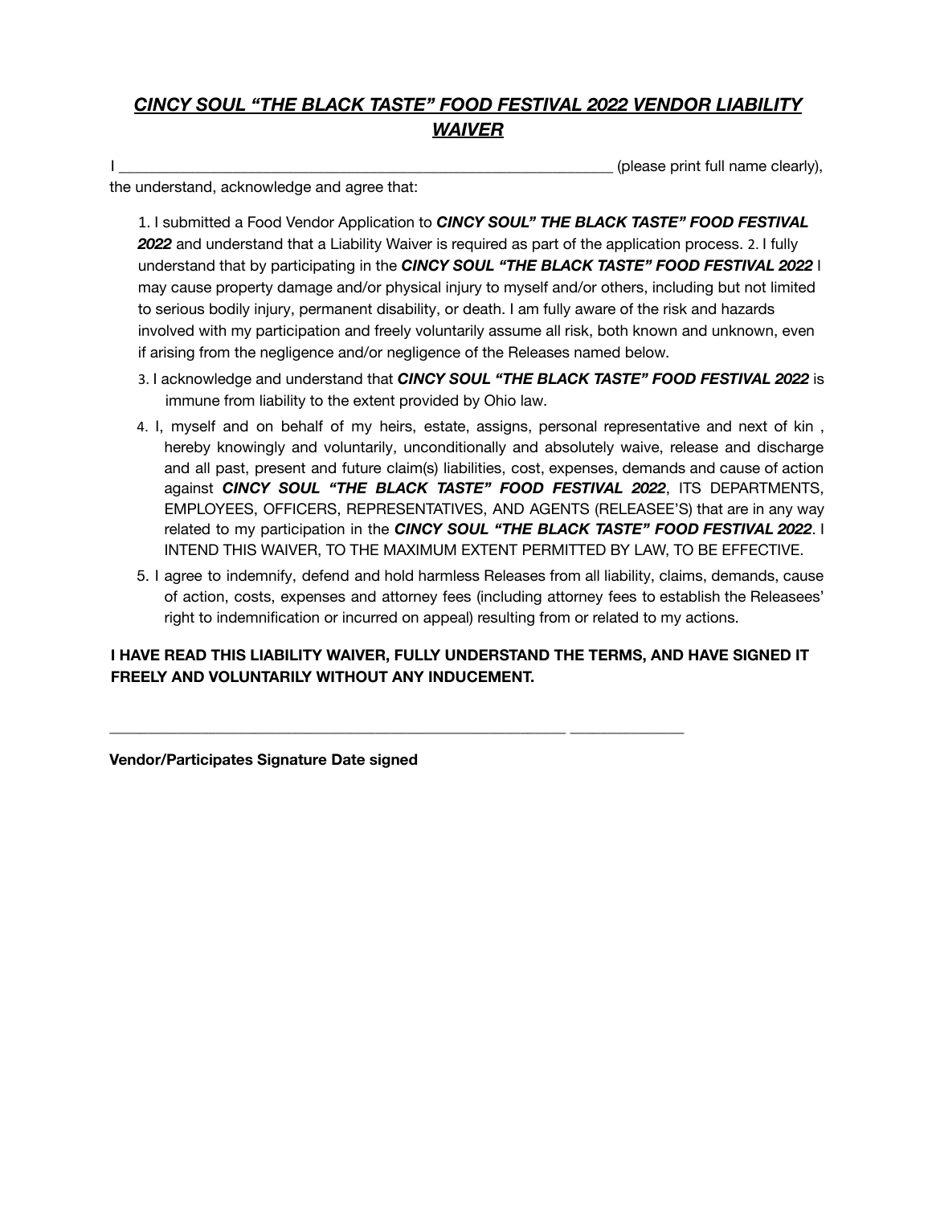# ***CINCY SOUL "THE BLACK TASTE" FOOD FESTIVAL 2022 VENDOR LIABILITY WAIVER***

I ________________________________________________________________ (please print full name clearly), the understand, acknowledge and agree that:

1. I submitted a Food Vendor Application to ***CINCY SOUL" THE BLACK TASTE" FOOD FESTIVAL 2022*** and understand that a Liability Waiver is required as part of the application process. 2. I fully understand that by participating in the ***CINCY SOUL "THE BLACK TASTE" FOOD FESTIVAL 2022*** I may cause property damage and/or physical injury to myself and/or others, including but not limited to serious bodily injury, permanent disability, or death. I am fully aware of the risk and hazards involved with my participation and freely voluntarily assume all risk, both known and unknown, even if arising from the negligence and/or negligence of the Releases named below.
3. I acknowledge and understand that ***CINCY SOUL "THE BLACK TASTE" FOOD FESTIVAL 2022*** is immune from liability to the extent provided by Ohio law.
4. I, myself and on behalf of my heirs, estate, assigns, personal representative and next of kin , hereby knowingly and voluntarily, unconditionally and absolutely waive, release and discharge and all past, present and future claim(s) liabilities, cost, expenses, demands and cause of action against ***CINCY SOUL "THE BLACK TASTE" FOOD FESTIVAL 2022***, ITS DEPARTMENTS, EMPLOYEES, OFFICERS, REPRESENTATIVES, AND AGENTS (RELEASEE'S) that are in any way related to my participation in the ***CINCY SOUL "THE BLACK TASTE" FOOD FESTIVAL 2022***. I INTEND THIS WAIVER, TO THE MAXIMUM EXTENT PERMITTED BY LAW, TO BE EFFECTIVE.
5. I agree to indemnify, defend and hold harmless Releases from all liability, claims, demands, cause of action, costs, expenses and attorney fees (including attorney fees to establish the Releasees' right to indemnification or incurred on appeal) resulting from or related to my actions.

**I HAVE READ THIS LIABILITY WAIVER, FULLY UNDERSTAND THE TERMS, AND HAVE SIGNED IT FREELY AND VOLUNTARILY WITHOUT ANY INDUCEMENT.**

____________________________________________________________ _______________

**Vendor/Participates Signature Date signed**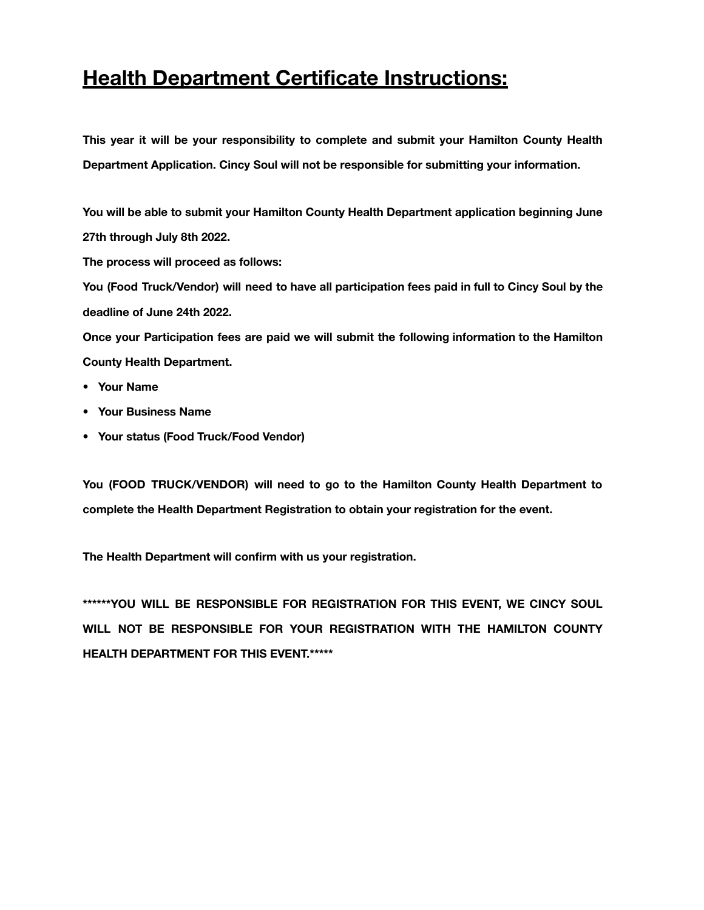# Health Department Certificate Instructions:

**This year it will be your responsibility to complete and submit your Hamilton County Health Department Application. Cincy Soul will not be responsible for submitting your information.**

**You will be able to submit your Hamilton County Health Department application beginning June 27th through July 8th 2022.**

**The process will proceed as follows:**

**You (Food Truck/Vendor) will need to have all participation fees paid in full to Cincy Soul by the deadline of June 24th 2022.**

**Once your Participation fees are paid we will submit the following information to the Hamilton County Health Department.**

- **Your Name**
- **Your Business Name**
- **Your status (Food Truck/Food Vendor)**

**You (FOOD TRUCK/VENDOR) will need to go to the Hamilton County Health Department to complete the Health Department Registration to obtain your registration for the event.**

**The Health Department will confirm with us your registration.**

**\*\*\*\*\*\*YOU WILL BE RESPONSIBLE FOR REGISTRATION FOR THIS EVENT, WE CINCY SOUL WILL NOT BE RESPONSIBLE FOR YOUR REGISTRATION WITH THE HAMILTON COUNTY HEALTH DEPARTMENT FOR THIS EVENT.\*\*\*\*\***